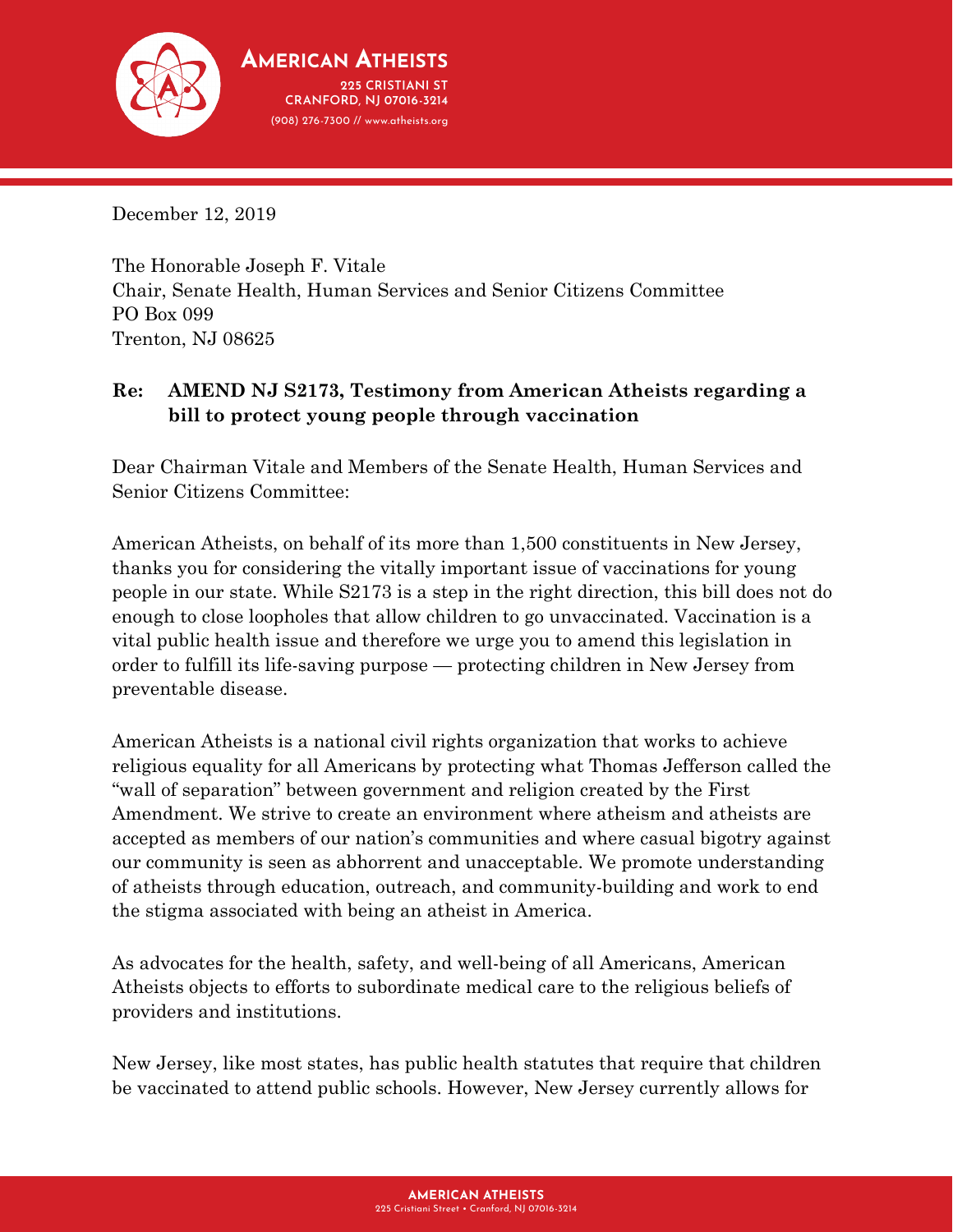**American Atheists**
225 CRISTIANI ST
CRANFORD, NJ 07016-3214
(908) 276-7300 // www.atheists.org

December 12, 2019

The Honorable Joseph F. Vitale
Chair, Senate Health, Human Services and Senior Citizens Committee
PO Box 099
Trenton, NJ 08625

**Re: AMEND NJ S2173, Testimony from American Atheists regarding a bill to protect young people through vaccination**

Dear Chairman Vitale and Members of the Senate Health, Human Services and Senior Citizens Committee:

American Atheists, on behalf of its more than 1,500 constituents in New Jersey, thanks you for considering the vitally important issue of vaccinations for young people in our state. While S2173 is a step in the right direction, this bill does not do enough to close loopholes that allow children to go unvaccinated. Vaccination is a vital public health issue and therefore we urge you to amend this legislation in order to fulfill its life-saving purpose — protecting children in New Jersey from preventable disease.

American Atheists is a national civil rights organization that works to achieve religious equality for all Americans by protecting what Thomas Jefferson called the "wall of separation" between government and religion created by the First Amendment. We strive to create an environment where atheism and atheists are accepted as members of our nation's communities and where casual bigotry against our community is seen as abhorrent and unacceptable. We promote understanding of atheists through education, outreach, and community-building and work to end the stigma associated with being an atheist in America.

As advocates for the health, safety, and well-being of all Americans, American Atheists objects to efforts to subordinate medical care to the religious beliefs of providers and institutions.

New Jersey, like most states, has public health statutes that require that children be vaccinated to attend public schools. However, New Jersey currently allows for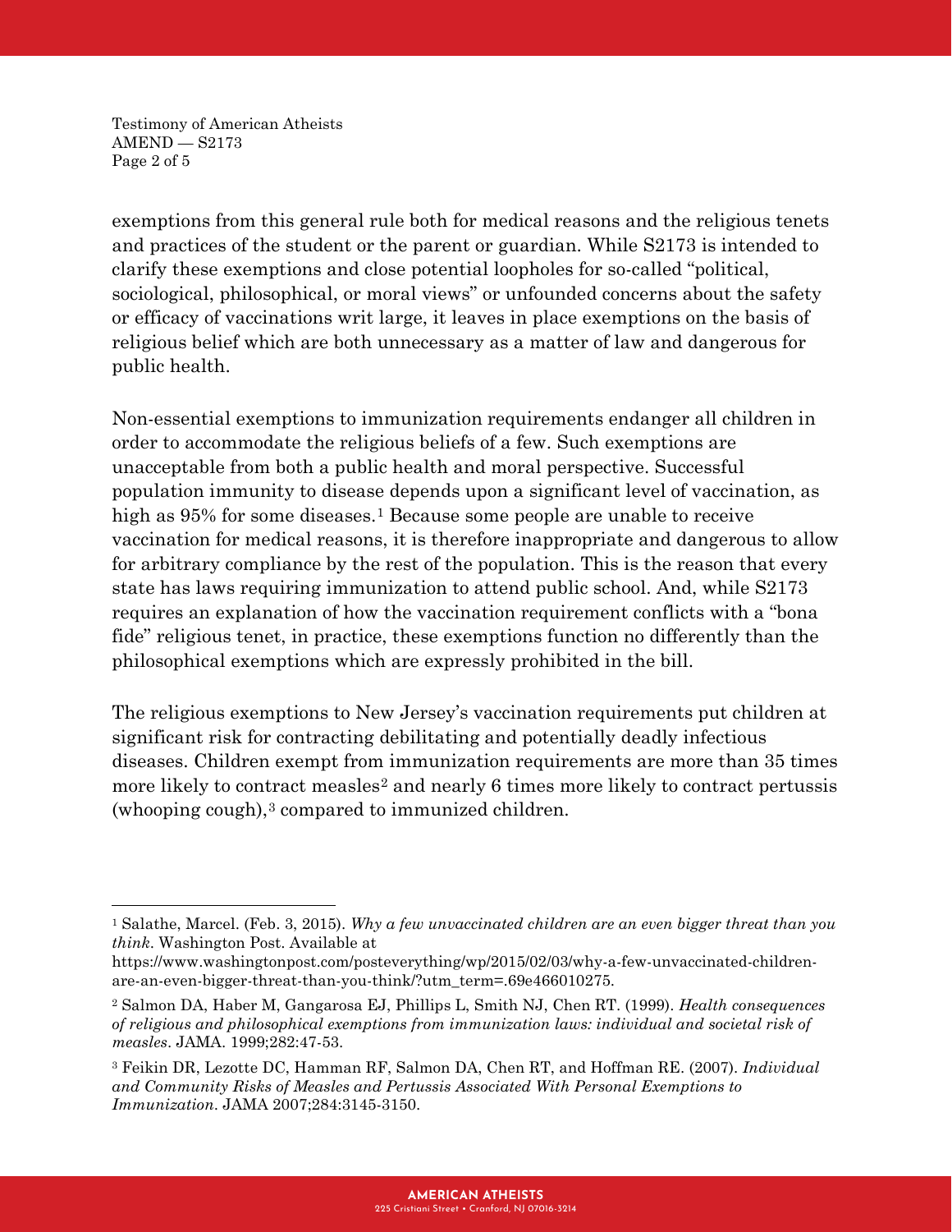exemptions from this general rule both for medical reasons and the religious tenets and practices of the student or the parent or guardian. While S2173 is intended to clarify these exemptions and close potential loopholes for so-called "political, sociological, philosophical, or moral views" or unfounded concerns about the safety or efficacy of vaccinations writ large, it leaves in place exemptions on the basis of religious belief which are both unnecessary as a matter of law and dangerous for public health.

Non-essential exemptions to immunization requirements endanger all children in order to accommodate the religious beliefs of a few. Such exemptions are unacceptable from both a public health and moral perspective. Successful population immunity to disease depends upon a significant level of vaccination, as high as 95% for some diseases.[1] Because some people are unable to receive vaccination for medical reasons, it is therefore inappropriate and dangerous to allow for arbitrary compliance by the rest of the population. This is the reason that every state has laws requiring immunization to attend public school. And, while S2173 requires an explanation of how the vaccination requirement conflicts with a "bona fide" religious tenet, in practice, these exemptions function no differently than the philosophical exemptions which are expressly prohibited in the bill.

The religious exemptions to New Jersey's vaccination requirements put children at significant risk for contracting debilitating and potentially deadly infectious diseases. Children exempt from immunization requirements are more than 35 times more likely to contract measles[2] and nearly 6 times more likely to contract pertussis (whooping cough),[3] compared to immunized children.

---

[1] Salathe, Marcel. (Feb. 3, 2015). *Why a few unvaccinated children are an even bigger threat than you think*. Washington Post. Available at https://www.washingtonpost.com/posteverything/wp/2015/02/03/why-a-few-unvaccinated-children-are-an-even-bigger-threat-than-you-think/?utm_term=.69e466010275.

[2] Salmon DA, Haber M, Gangarosa EJ, Phillips L, Smith NJ, Chen RT. (1999). *Health consequences of religious and philosophical exemptions from immunization laws: individual and societal risk of measles*. JAMA. 1999;282:47-53.

[3] Feikin DR, Lezotte DC, Hamman RF, Salmon DA, Chen RT, and Hoffman RE. (2007). *Individual and Community Risks of Measles and Pertussis Associated With Personal Exemptions to Immunization*. JAMA 2007;284:3145-3150.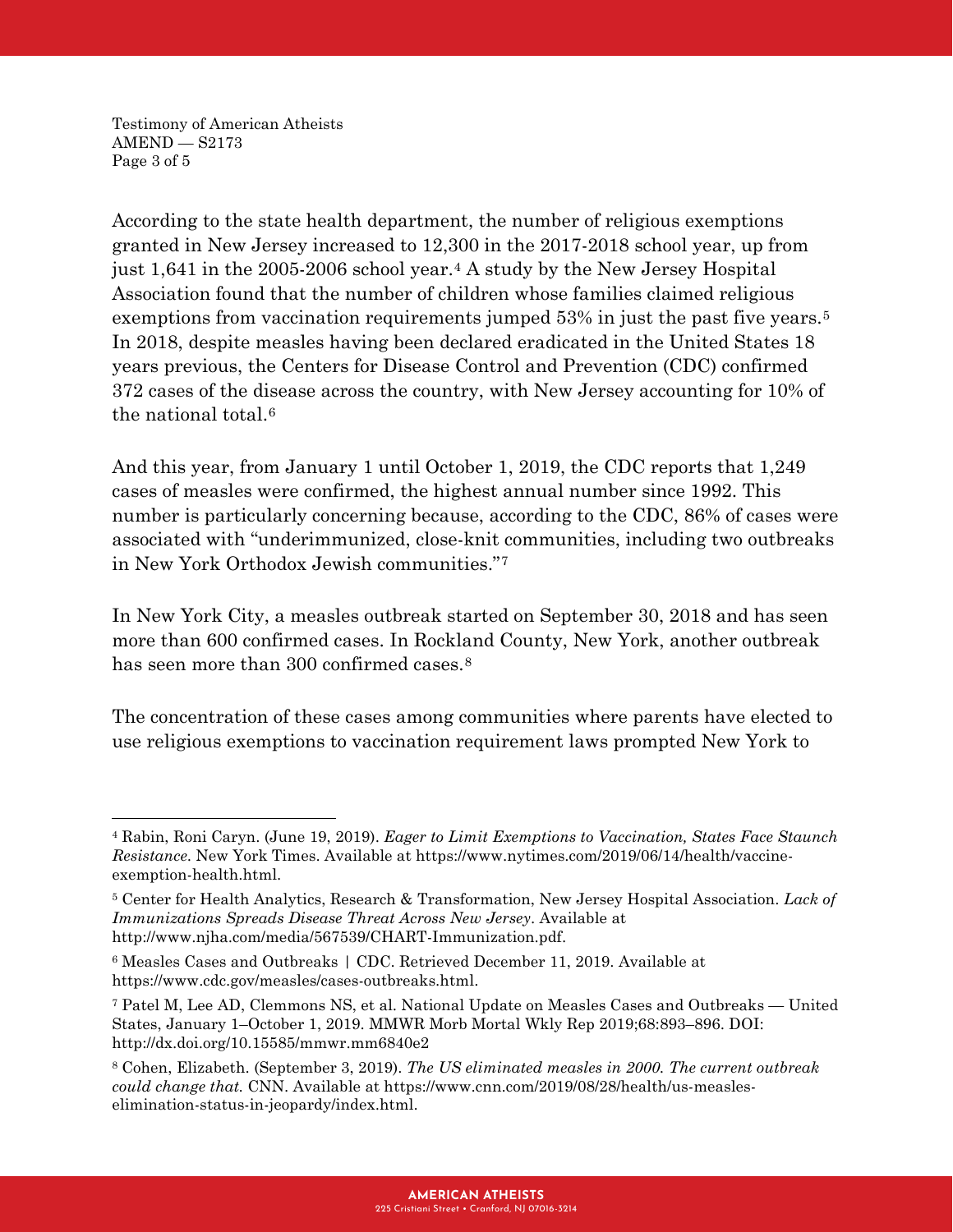According to the state health department, the number of religious exemptions granted in New Jersey increased to 12,300 in the 2017-2018 school year, up from just 1,641 in the 2005-2006 school year.[4] A study by the New Jersey Hospital Association found that the number of children whose families claimed religious exemptions from vaccination requirements jumped 53% in just the past five years.[5] In 2018, despite measles having been declared eradicated in the United States 18 years previous, the Centers for Disease Control and Prevention (CDC) confirmed 372 cases of the disease across the country, with New Jersey accounting for 10% of the national total.[6]

And this year, from January 1 until October 1, 2019, the CDC reports that 1,249 cases of measles were confirmed, the highest annual number since 1992. This number is particularly concerning because, according to the CDC, 86% of cases were associated with "underimmunized, close-knit communities, including two outbreaks in New York Orthodox Jewish communities."[7]

In New York City, a measles outbreak started on September 30, 2018 and has seen more than 600 confirmed cases. In Rockland County, New York, another outbreak has seen more than 300 confirmed cases.[8]

The concentration of these cases among communities where parents have elected to use religious exemptions to vaccination requirement laws prompted New York to

---

[4] Rabin, Roni Caryn. (June 19, 2019). *Eager to Limit Exemptions to Vaccination, States Face Staunch Resistance*. New York Times. Available at https://www.nytimes.com/2019/06/14/health/vaccine-exemption-health.html.

[5] Center for Health Analytics, Research & Transformation, New Jersey Hospital Association. *Lack of Immunizations Spreads Disease Threat Across New Jersey*. Available at http://www.njha.com/media/567539/CHART-Immunization.pdf.

[6] Measles Cases and Outbreaks | CDC. Retrieved December 11, 2019. Available at https://www.cdc.gov/measles/cases-outbreaks.html.

[7] Patel M, Lee AD, Clemmons NS, et al. National Update on Measles Cases and Outbreaks — United States, January 1–October 1, 2019. MMWR Morb Mortal Wkly Rep 2019;68:893–896. DOI: http://dx.doi.org/10.15585/mmwr.mm6840e2

[8] Cohen, Elizabeth. (September 3, 2019). *The US eliminated measles in 2000. The current outbreak could change that.* CNN. Available at https://www.cnn.com/2019/08/28/health/us-measles-elimination-status-in-jeopardy/index.html.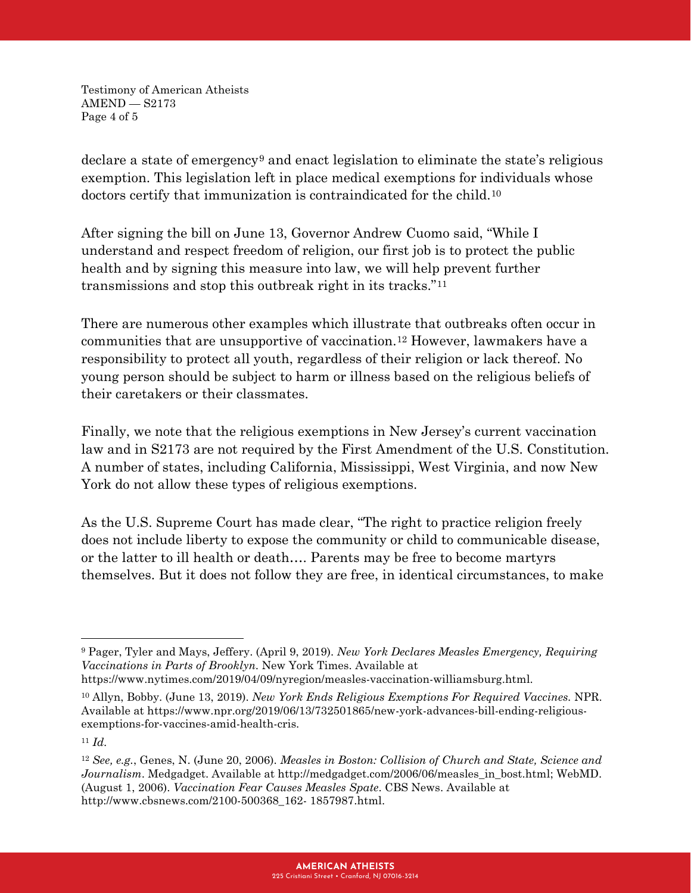declare a state of emergency[9] and enact legislation to eliminate the state's religious exemption. This legislation left in place medical exemptions for individuals whose doctors certify that immunization is contraindicated for the child.[10]

After signing the bill on June 13, Governor Andrew Cuomo said, "While I understand and respect freedom of religion, our first job is to protect the public health and by signing this measure into law, we will help prevent further transmissions and stop this outbreak right in its tracks."[11]

There are numerous other examples which illustrate that outbreaks often occur in communities that are unsupportive of vaccination.[12] However, lawmakers have a responsibility to protect all youth, regardless of their religion or lack thereof. No young person should be subject to harm or illness based on the religious beliefs of their caretakers or their classmates.

Finally, we note that the religious exemptions in New Jersey's current vaccination law and in S2173 are not required by the First Amendment of the U.S. Constitution. A number of states, including California, Mississippi, West Virginia, and now New York do not allow these types of religious exemptions.

As the U.S. Supreme Court has made clear, "The right to practice religion freely does not include liberty to expose the community or child to communicable disease, or the latter to ill health or death…. Parents may be free to become martyrs themselves. But it does not follow they are free, in identical circumstances, to make

---

[9] Pager, Tyler and Mays, Jeffery. (April 9, 2019). *New York Declares Measles Emergency, Requiring Vaccinations in Parts of Brooklyn*. New York Times. Available at https://www.nytimes.com/2019/04/09/nyregion/measles-vaccination-williamsburg.html.

[10] Allyn, Bobby. (June 13, 2019). *New York Ends Religious Exemptions For Required Vaccines*. NPR. Available at https://www.npr.org/2019/06/13/732501865/new-york-advances-bill-ending-religious-exemptions-for-vaccines-amid-health-cris.

[11] *Id*.

[12] *See, e.g.*, Genes, N. (June 20, 2006). *Measles in Boston: Collision of Church and State, Science and Journalism*. Medgadget. Available at http://medgadget.com/2006/06/measles_in_bost.html; WebMD. (August 1, 2006). *Vaccination Fear Causes Measles Spate*. CBS News. Available at http://www.cbsnews.com/2100-500368_162- 1857987.html.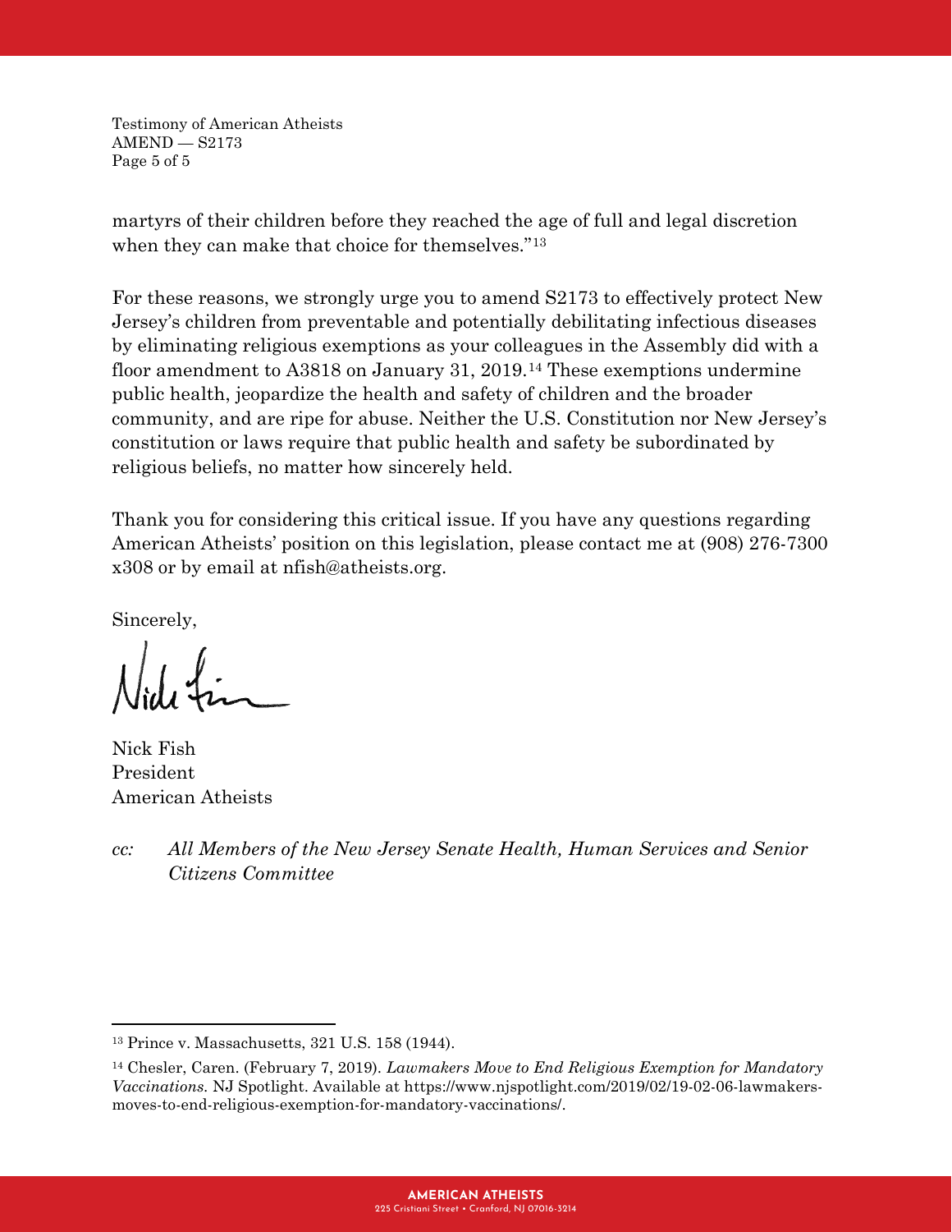martyrs of their children before they reached the age of full and legal discretion when they can make that choice for themselves."[13]

For these reasons, we strongly urge you to amend S2173 to effectively protect New Jersey's children from preventable and potentially debilitating infectious diseases by eliminating religious exemptions as your colleagues in the Assembly did with a floor amendment to A3818 on January 31, 2019.[14] These exemptions undermine public health, jeopardize the health and safety of children and the broader community, and are ripe for abuse. Neither the U.S. Constitution nor New Jersey's constitution or laws require that public health and safety be subordinated by religious beliefs, no matter how sincerely held.

Thank you for considering this critical issue. If you have any questions regarding American Atheists' position on this legislation, please contact me at (908) 276-7300 x308 or by email at nfish@atheists.org.

Sincerely,

Nick Fish
President
American Atheists

*cc: All Members of the New Jersey Senate Health, Human Services and Senior Citizens Committee*

---

[13] Prince v. Massachusetts, 321 U.S. 158 (1944).

[14] Chesler, Caren. (February 7, 2019). *Lawmakers Move to End Religious Exemption for Mandatory Vaccinations.* NJ Spotlight. Available at https://www.njspotlight.com/2019/02/19-02-06-lawmakers-moves-to-end-religious-exemption-for-mandatory-vaccinations/.